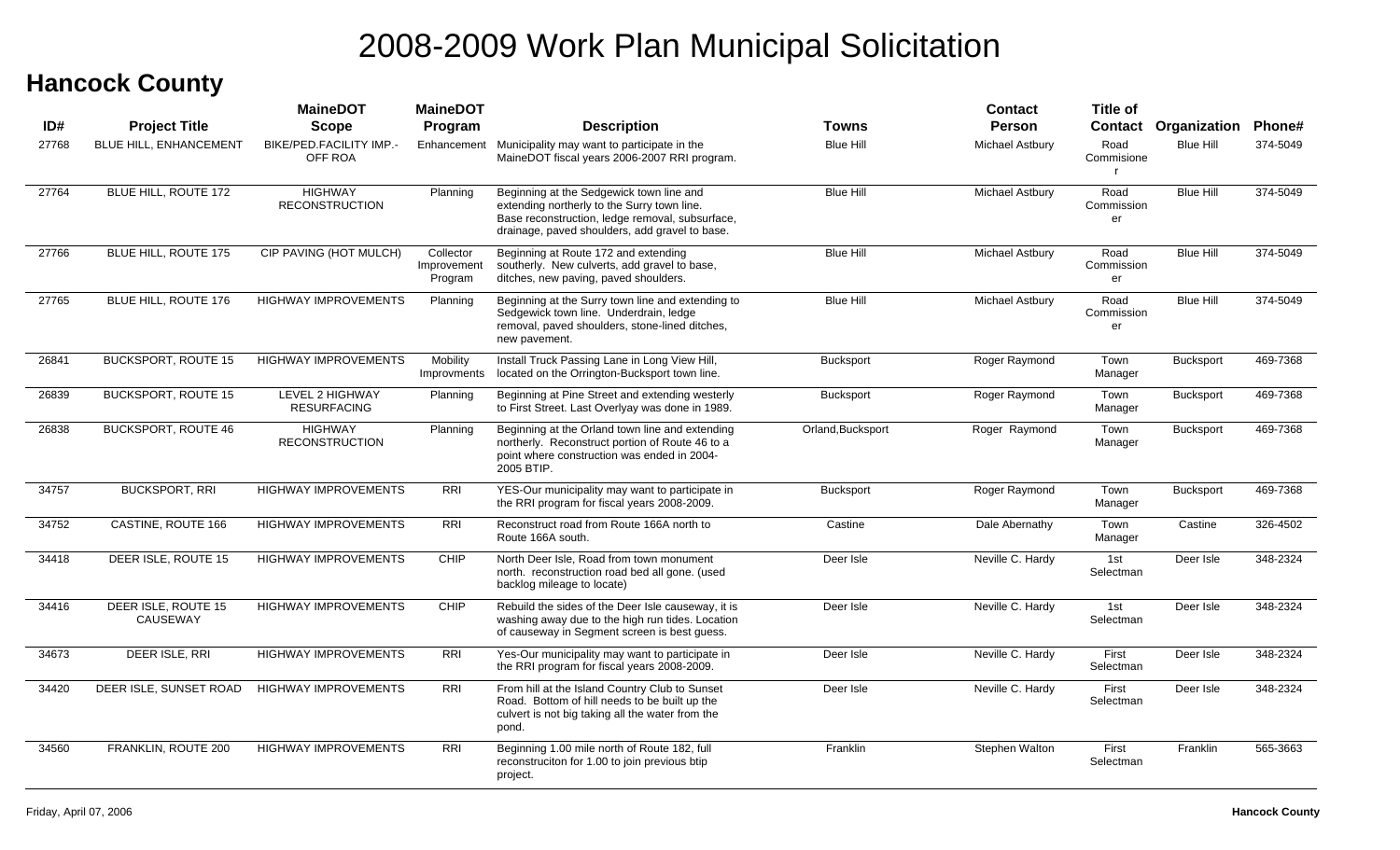# 2008-2009 Work Plan Municipal Solicitation

## Hancock County

| ID# | Project Title | MaineDOT Scope | MaineDOT Program | Description | Towns | Contact Person | Title of Contact | Organization | Phone# |
|---|---|---|---|---|---|---|---|---|---|
| 27768 | BLUE HILL, ENHANCEMENT | BIKE/PED.FACILITY IMP.-OFF ROA | Enhancement | Municipality may want to participate in the MaineDOT fiscal years 2006-2007 RRI program. | Blue Hill | Michael Astbury | Road Commisioner | Blue Hill | 374-5049 |
| 27764 | BLUE HILL, ROUTE 172 | HIGHWAY RECONSTRUCTION | Planning | Beginning at the Sedgewick town line and extending northerly to the Surry town line. Base reconstruction, ledge removal, subsurface, drainage, paved shoulders, add gravel to base. | Blue Hill | Michael Astbury | Road Commissioner | Blue Hill | 374-5049 |
| 27766 | BLUE HILL, ROUTE 175 | CIP PAVING (HOT MULCH) | Collector Improvement Program | Beginning at Route 172 and extending southerly. New culverts, add gravel to base, ditches, new paving, paved shoulders. | Blue Hill | Michael Astbury | Road Commissioner | Blue Hill | 374-5049 |
| 27765 | BLUE HILL, ROUTE 176 | HIGHWAY IMPROVEMENTS | Planning | Beginning at the Surry town line and extending to Sedgewick town line. Underdrain, ledge removal, paved shoulders, stone-lined ditches, new pavement. | Blue Hill | Michael Astbury | Road Commissioner | Blue Hill | 374-5049 |
| 26841 | BUCKSPORT, ROUTE 15 | HIGHWAY IMPROVEMENTS | Mobility Improvments | Install Truck Passing Lane in Long View Hill, located on the Orrington-Bucksport town line. | Bucksport | Roger Raymond | Town Manager | Bucksport | 469-7368 |
| 26839 | BUCKSPORT, ROUTE 15 | LEVEL 2 HIGHWAY RESURFACING | Planning | Beginning at Pine Street and extending westerly to First Street. Last Overlyay was done in 1989. | Bucksport | Roger Raymond | Town Manager | Bucksport | 469-7368 |
| 26838 | BUCKSPORT, ROUTE 46 | HIGHWAY RECONSTRUCTION | Planning | Beginning at the Orland town line and extending northerly. Reconstruct portion of Route 46 to a point where construction was ended in 2004-2005 BTIP. | Orland,Bucksport | Roger Raymond | Town Manager | Bucksport | 469-7368 |
| 34757 | BUCKSPORT, RRI | HIGHWAY IMPROVEMENTS | RRI | YES-Our municipality may want to participate in the RRI program for fiscal years 2008-2009. | Bucksport | Roger Raymond | Town Manager | Bucksport | 469-7368 |
| 34752 | CASTINE, ROUTE 166 | HIGHWAY IMPROVEMENTS | RRI | Reconstruct road from Route 166A north to Route 166A south. | Castine | Dale Abernathy | Town Manager | Castine | 326-4502 |
| 34418 | DEER ISLE, ROUTE 15 | HIGHWAY IMPROVEMENTS | CHIP | North Deer Isle, Road from town monument north. reconstruction road bed all gone. (used backlog mileage to locate) | Deer Isle | Neville C. Hardy | 1st Selectman | Deer Isle | 348-2324 |
| 34416 | DEER ISLE, ROUTE 15 CAUSEWAY | HIGHWAY IMPROVEMENTS | CHIP | Rebuild the sides of the Deer Isle causeway, it is washing away due to the high run tides. Location of causeway in Segment screen is best guess. | Deer Isle | Neville C. Hardy | 1st Selectman | Deer Isle | 348-2324 |
| 34673 | DEER ISLE, RRI | HIGHWAY IMPROVEMENTS | RRI | Yes-Our municipality may want to participate in the RRI program for fiscal years 2008-2009. | Deer Isle | Neville C. Hardy | First Selectman | Deer Isle | 348-2324 |
| 34420 | DEER ISLE, SUNSET ROAD | HIGHWAY IMPROVEMENTS | RRI | From hill at the Island Country Club to Sunset Road. Bottom of hill needs to be built up the culvert is not big taking all the water from the pond. | Deer Isle | Neville C. Hardy | First Selectman | Deer Isle | 348-2324 |
| 34560 | FRANKLIN, ROUTE 200 | HIGHWAY IMPROVEMENTS | RRI | Beginning 1.00 mile north of Route 182, full reconstruciton for 1.00 to join previous btip project. | Franklin | Stephen Walton | First Selectman | Franklin | 565-3663 |

Friday, April 07, 2006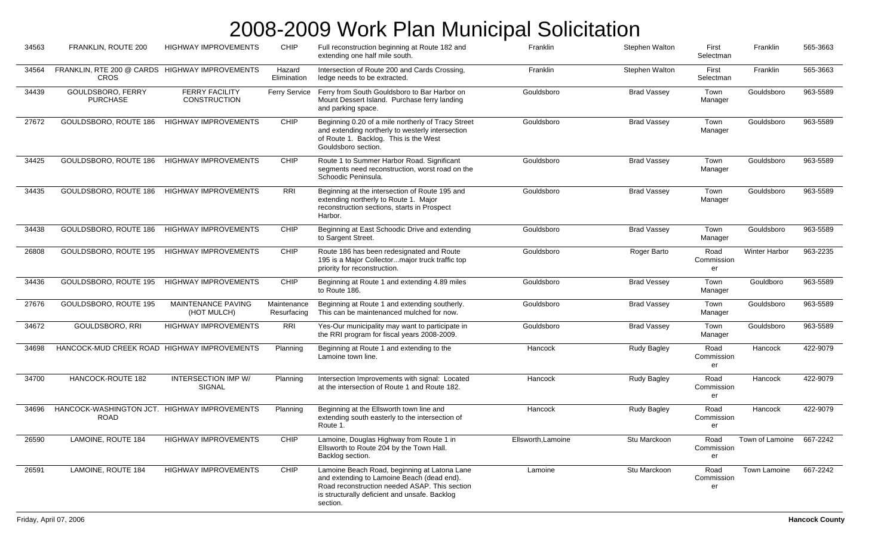# 2008-2009 Work Plan Municipal Solicitation

| | | | | | | | | | |
|---|---|---|---|---|---|---|---|---|---|
| 34563 | FRANKLIN, ROUTE 200 | HIGHWAY IMPROVEMENTS | CHIP | Full reconstruction beginning at Route 182 and extending one half mile south. | Franklin | Stephen Walton | First Selectman | Franklin | 565-3663 |
| 34564 | FRANKLIN, RTE 200 @ CARDS CROS | HIGHWAY IMPROVEMENTS | Hazard Elimination | Intersection of Route 200 and Cards Crossing, ledge needs to be extracted. | Franklin | Stephen Walton | First Selectman | Franklin | 565-3663 |
| 34439 | GOULDSBORO, FERRY PURCHASE | FERRY FACILITY CONSTRUCTION | Ferry Service | Ferry from South Gouldsboro to Bar Harbor on Mount Dessert Island. Purchase ferry landing and parking space. | Gouldsboro | Brad Vassey | Town Manager | Gouldsboro | 963-5589 |
| 27672 | GOULDSBORO, ROUTE 186 | HIGHWAY IMPROVEMENTS | CHIP | Beginning 0.20 of a mile northerly of Tracy Street and extending northerly to westerly intersection of Route 1. Backlog. This is the West Gouldsboro section. | Gouldsboro | Brad Vassey | Town Manager | Gouldsboro | 963-5589 |
| 34425 | GOULDSBORO, ROUTE 186 | HIGHWAY IMPROVEMENTS | CHIP | Route 1 to Summer Harbor Road. Significant segments need reconstruction, worst road on the Schoodic Peninsula. | Gouldsboro | Brad Vassey | Town Manager | Gouldsboro | 963-5589 |
| 34435 | GOULDSBORO, ROUTE 186 | HIGHWAY IMPROVEMENTS | RRI | Beginning at the intersection of Route 195 and extending northerly to Route 1. Major reconstruction sections, starts in Prospect Harbor. | Gouldsboro | Brad Vassey | Town Manager | Gouldsboro | 963-5589 |
| 34438 | GOULDSBORO, ROUTE 186 | HIGHWAY IMPROVEMENTS | CHIP | Beginning at East Schoodic Drive and extending to Sargent Street. | Gouldsboro | Brad Vassey | Town Manager | Gouldsboro | 963-5589 |
| 26808 | GOULDSBORO, ROUTE 195 | HIGHWAY IMPROVEMENTS | CHIP | Route 186 has been redesignated and Route 195 is a Major Collector...major truck traffic top priority for reconstruction. | Gouldsboro | Roger Barto | Road Commissioner | Winter Harbor | 963-2235 |
| 34436 | GOULDSBORO, ROUTE 195 | HIGHWAY IMPROVEMENTS | CHIP | Beginning at Route 1 and extending 4.89 miles to Route 186. | Gouldsboro | Brad Vessey | Town Manager | Gouldboro | 963-5589 |
| 27676 | GOULDSBORO, ROUTE 195 | MAINTENANCE PAVING (HOT MULCH) | Maintenance Resurfacing | Beginning at Route 1 and extending southerly. This can be maintenanced mulched for now. | Gouldsboro | Brad Vassey | Town Manager | Gouldsboro | 963-5589 |
| 34672 | GOULDSBORO, RRI | HIGHWAY IMPROVEMENTS | RRI | Yes-Our municipality may want to participate in the RRI program for fiscal years 2008-2009. | Gouldsboro | Brad Vassey | Town Manager | Gouldsboro | 963-5589 |
| 34698 | HANCOCK-MUD CREEK ROAD | HIGHWAY IMPROVEMENTS | Planning | Beginning at Route 1 and extending to the Lamoine town line. | Hancock | Rudy Bagley | Road Commissioner | Hancock | 422-9079 |
| 34700 | HANCOCK-ROUTE 182 | INTERSECTION IMP W/ SIGNAL | Planning | Intersection Improvements with signal: Located at the intersection of Route 1 and Route 182. | Hancock | Rudy Bagley | Road Commissioner | Hancock | 422-9079 |
| 34696 | HANCOCK-WASHINGTON JCT. ROAD | HIGHWAY IMPROVEMENTS | Planning | Beginning at the Ellsworth town line and extending south easterly to the intersection of Route 1. | Hancock | Rudy Bagley | Road Commissioner | Hancock | 422-9079 |
| 26590 | LAMOINE, ROUTE 184 | HIGHWAY IMPROVEMENTS | CHIP | Lamoine, Douglas Highway from Route 1 in Ellsworth to Route 204 by the Town Hall. Backlog section. | Ellsworth,Lamoine | Stu Marckoon | Road Commissioner | Town of Lamoine | 667-2242 |
| 26591 | LAMOINE, ROUTE 184 | HIGHWAY IMPROVEMENTS | CHIP | Lamoine Beach Road, beginning at Latona Lane and extending to Lamoine Beach (dead end). Road reconstruction needed ASAP. This section is structurally deficient and unsafe. Backlog section. | Lamoine | Stu Marckoon | Road Commissioner | Town Lamoine | 667-2242 |

Friday, April 07, 2006 **Hancock County**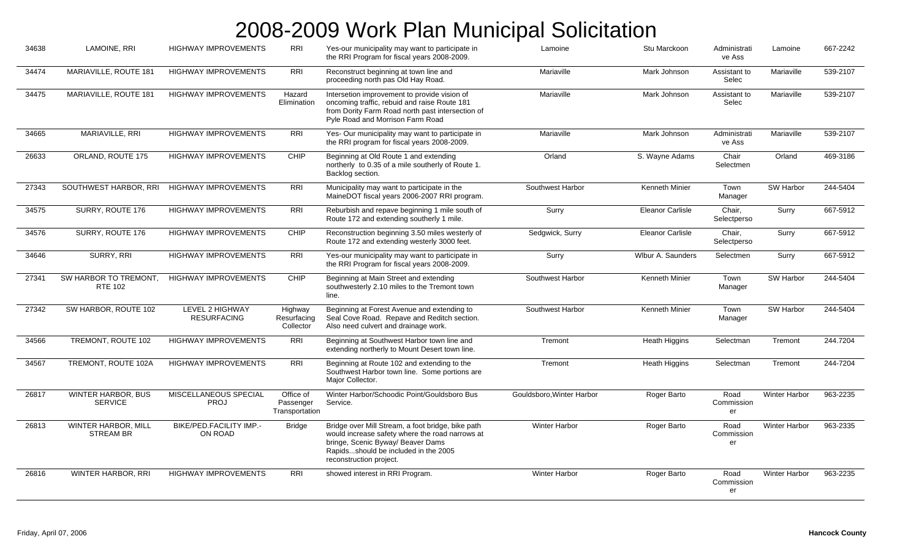# 2008-2009 Work Plan Municipal Solicitation

| | | | | | | | | | |
|---|---|---|---|---|---|---|---|---|---|
| 34638 | LAMOINE, RRI | HIGHWAY IMPROVEMENTS | RRI | Yes-our municipality may want to participate in the RRI Program for fiscal years 2008-2009. | Lamoine | Stu Marckoon | Administrative Ass | Lamoine | 667-2242 |
| 34474 | MARIAVILLE, ROUTE 181 | HIGHWAY IMPROVEMENTS | RRI | Reconstruct beginning at town line and proceeding north pas Old Hay Road. | Mariaville | Mark Johnson | Assistant to Selec | Mariaville | 539-2107 |
| 34475 | MARIAVILLE, ROUTE 181 | HIGHWAY IMPROVEMENTS | Hazard Elimination | Intersetion improvement to provide vision of oncoming traffic, rebuid and raise Route 181 from Dority Farm Road north past intersection of Pyle Road and Morrison Farm Road | Mariaville | Mark Johnson | Assistant to Selec | Mariaville | 539-2107 |
| 34665 | MARIAVILLE, RRI | HIGHWAY IMPROVEMENTS | RRI | Yes- Our municipality may want to participate in the RRI program for fiscal years 2008-2009. | Mariaville | Mark Johnson | Administrative Ass | Mariaville | 539-2107 |
| 26633 | ORLAND, ROUTE 175 | HIGHWAY IMPROVEMENTS | CHIP | Beginning at Old Route 1 and extending northerly to 0.35 of a mile southerly of Route 1. Backlog section. | Orland | S. Wayne Adams | Chair Selectmen | Orland | 469-3186 |
| 27343 | SOUTHWEST HARBOR, RRI | HIGHWAY IMPROVEMENTS | RRI | Municipality may want to participate in the MaineDOT fiscal years 2006-2007 RRI program. | Southwest Harbor | Kenneth Minier | Town Manager | SW Harbor | 244-5404 |
| 34575 | SURRY, ROUTE 176 | HIGHWAY IMPROVEMENTS | RRI | Reburbish and repave beginning 1 mile south of Route 172 and extending southerly 1 mile. | Surry | Eleanor Carlisle | Chair, Selectperso | Surry | 667-5912 |
| 34576 | SURRY, ROUTE 176 | HIGHWAY IMPROVEMENTS | CHIP | Reconstruction beginning 3.50 miles westerly of Route 172 and extending westerly 3000 feet. | Sedgwick, Surry | Eleanor Carlisle | Chair, Selectperso | Surry | 667-5912 |
| 34646 | SURRY, RRI | HIGHWAY IMPROVEMENTS | RRI | Yes-our municipality may want to participate in the RRI Program for fiscal years 2008-2009. | Surry | Wlbur A. Saunders | Selectmen | Surry | 667-5912 |
| 27341 | SW HARBOR TO TREMONT, RTE 102 | HIGHWAY IMPROVEMENTS | CHIP | Beginning at Main Street and extending southwesterly 2.10 miles to the Tremont town line. | Southwest Harbor | Kenneth Minier | Town Manager | SW Harbor | 244-5404 |
| 27342 | SW HARBOR, ROUTE 102 | LEVEL 2 HIGHWAY RESURFACING | Highway Resurfacing Collector | Beginning at Forest Avenue and extending to Seal Cove Road. Repave and Reditch section. Also need culvert and drainage work. | Southwest Harbor | Kenneth Minier | Town Manager | SW Harbor | 244-5404 |
| 34566 | TREMONT, ROUTE 102 | HIGHWAY IMPROVEMENTS | RRI | Beginning at Southwest Harbor town line and extending northerly to Mount Desert town line. | Tremont | Heath Higgins | Selectman | Tremont | 244.7204 |
| 34567 | TREMONT, ROUTE 102A | HIGHWAY IMPROVEMENTS | RRI | Beginning at Route 102 and extending to the Southwest Harbor town line. Some portions are Major Collector. | Tremont | Heath Higgins | Selectman | Tremont | 244-7204 |
| 26817 | WINTER HARBOR, BUS SERVICE | MISCELLANEOUS SPECIAL PROJ | Office of Passenger Transportation | Winter Harbor/Schoodic Point/Gouldsboro Bus Service. | Gouldsboro,Winter Harbor | Roger Barto | Road Commissioner | Winter Harbor | 963-2235 |
| 26813 | WINTER HARBOR, MILL STREAM BR | BIKE/PED.FACILITY IMP.- ON ROAD | Bridge | Bridge over Mill Stream, a foot bridge, bike path would increase safety where the road narrows at bringe, Scenic Byway/ Beaver Dams Rapids...should be included in the 2005 reconstruction project. | Winter Harbor | Roger Barto | Road Commissioner | Winter Harbor | 963-2335 |
| 26816 | WINTER HARBOR, RRI | HIGHWAY IMPROVEMENTS | RRI | showed interest in RRI Program. | Winter Harbor | Roger Barto | Road Commissioner | Winter Harbor | 963-2235 |

Friday, April 07, 2006 **Hancock County**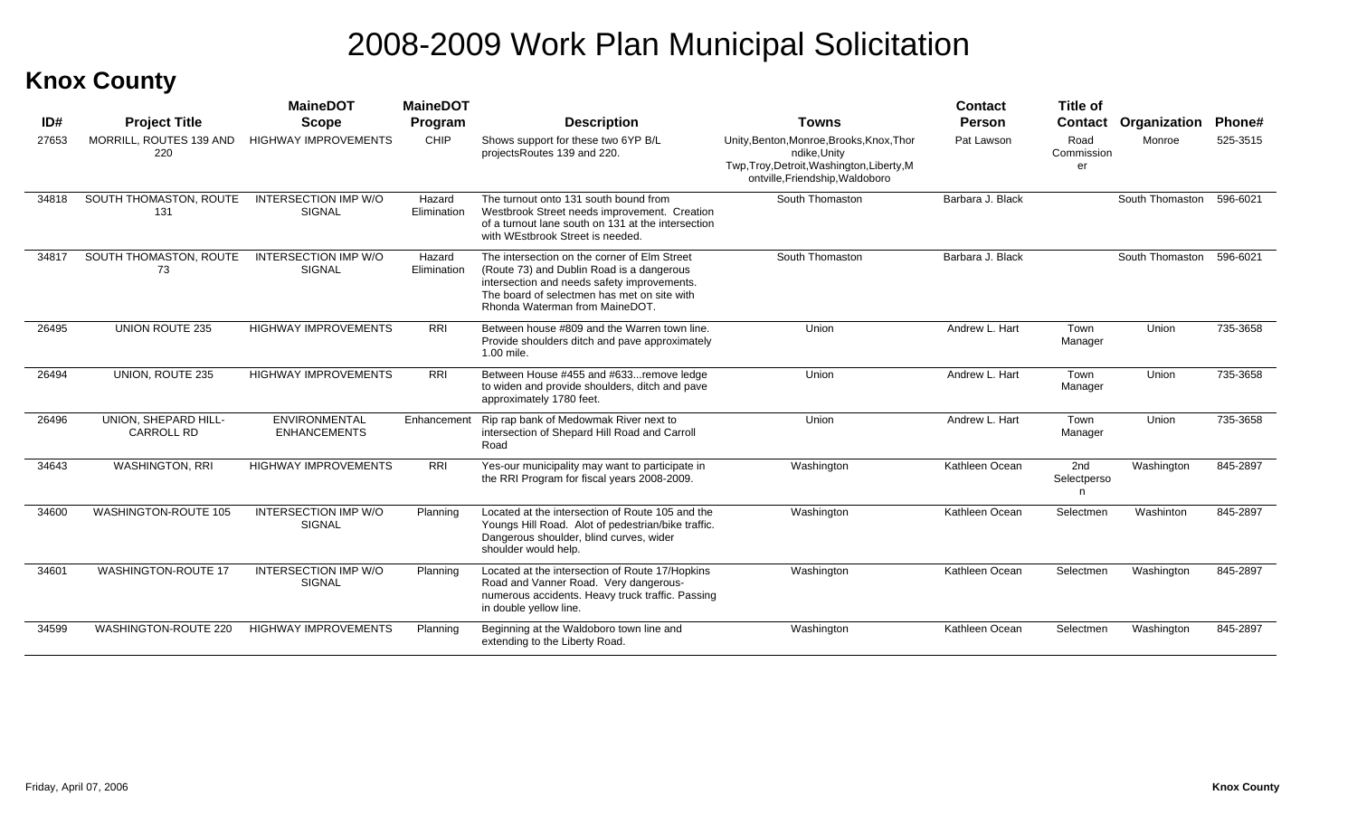# 2008-2009 Work Plan Municipal Solicitation

## Knox County

| ID# | Project Title | MaineDOT Scope | MaineDOT Program | Description | Towns | Contact Person | Title of Contact | Organization | Phone# |
|---|---|---|---|---|---|---|---|---|---|
| 27653 | MORRILL, ROUTES 139 AND 220 | HIGHWAY IMPROVEMENTS | CHIP | Shows support for these two 6YP B/L projectsRoutes 139 and 220. | Unity,Benton,Monroe,Brooks,Knox,Thorndike,Unity Twp,Troy,Detroit,Washington,Liberty,Montville,Friendship,Waldoboro | Pat Lawson | Road Commissioner | Monroe | 525-3515 |
| 34818 | SOUTH THOMASTON, ROUTE 131 | INTERSECTION IMP W/O SIGNAL | Hazard Elimination | The turnout onto 131 south bound from Westbrook Street needs improvement. Creation of a turnout lane south on 131 at the intersection with WEstbrook Street is needed. | South Thomaston | Barbara J. Black | | South Thomaston | 596-6021 |
| 34817 | SOUTH THOMASTON, ROUTE 73 | INTERSECTION IMP W/O SIGNAL | Hazard Elimination | The intersection on the corner of Elm Street (Route 73) and Dublin Road is a dangerous intersection and needs safety improvements. The board of selectmen has met on site with Rhonda Waterman from MaineDOT. | South Thomaston | Barbara J. Black | | South Thomaston | 596-6021 |
| 26495 | UNION ROUTE 235 | HIGHWAY IMPROVEMENTS | RRI | Between house #809 and the Warren town line. Provide shoulders ditch and pave approximately 1.00 mile. | Union | Andrew L. Hart | Town Manager | Union | 735-3658 |
| 26494 | UNION, ROUTE 235 | HIGHWAY IMPROVEMENTS | RRI | Between House #455 and #633...remove ledge to widen and provide shoulders, ditch and pave approximately 1780 feet. | Union | Andrew L. Hart | Town Manager | Union | 735-3658 |
| 26496 | UNION, SHEPARD HILL-CARROLL RD | ENVIRONMENTAL ENHANCEMENTS | Enhancement | Rip rap bank of Medowmak River next to intersection of Shepard Hill Road and Carroll Road | Union | Andrew L. Hart | Town Manager | Union | 735-3658 |
| 34643 | WASHINGTON, RRI | HIGHWAY IMPROVEMENTS | RRI | Yes-our municipality may want to participate in the RRI Program for fiscal years 2008-2009. | Washington | Kathleen Ocean | 2nd Selectperson | Washington | 845-2897 |
| 34600 | WASHINGTON-ROUTE 105 | INTERSECTION IMP W/O SIGNAL | Planning | Located at the intersection of Route 105 and the Youngs Hill Road. Alot of pedestrian/bike traffic. Dangerous shoulder, blind curves, wider shoulder would help. | Washington | Kathleen Ocean | Selectmen | Washinton | 845-2897 |
| 34601 | WASHINGTON-ROUTE 17 | INTERSECTION IMP W/O SIGNAL | Planning | Located at the intersection of Route 17/Hopkins Road and Vanner Road. Very dangerous-numerous accidents. Heavy truck traffic. Passing in double yellow line. | Washington | Kathleen Ocean | Selectmen | Washington | 845-2897 |
| 34599 | WASHINGTON-ROUTE 220 | HIGHWAY IMPROVEMENTS | Planning | Beginning at the Waldoboro town line and extending to the Liberty Road. | Washington | Kathleen Ocean | Selectmen | Washington | 845-2897 |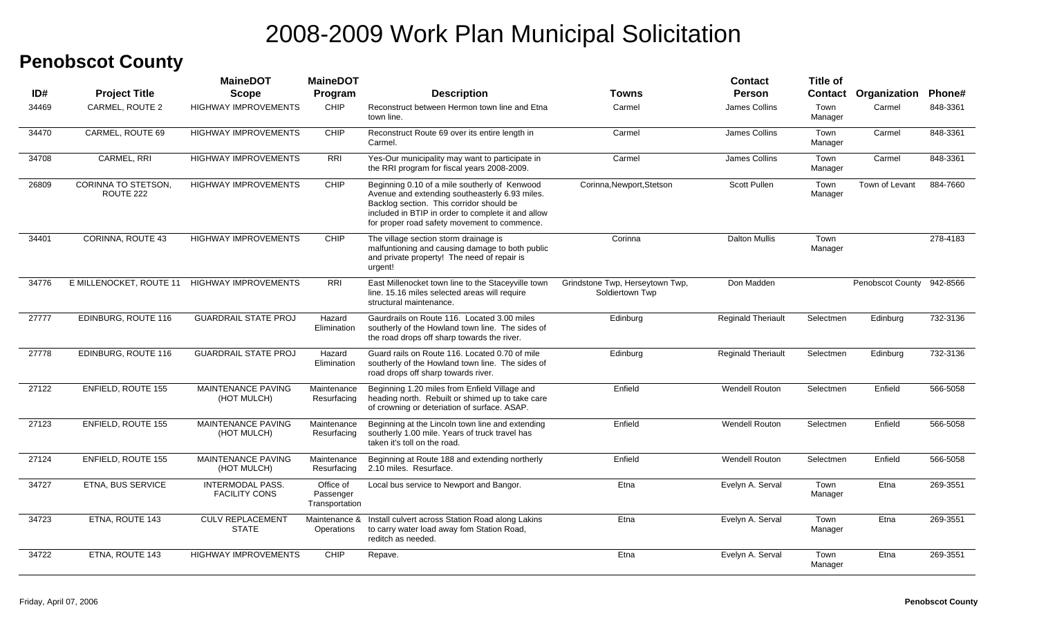# 2008-2009 Work Plan Municipal Solicitation

## Penobscot County

| ID# | Project Title | MaineDOT Scope | MaineDOT Program | Description | Towns | Contact Person | Title of Contact | Organization | Phone# |
|---|---|---|---|---|---|---|---|---|---|
| 34469 | CARMEL, ROUTE 2 | HIGHWAY IMPROVEMENTS | CHIP | Reconstruct between Hermon town line and Etna town line. | Carmel | James Collins | Town Manager | Carmel | 848-3361 |
| 34470 | CARMEL, ROUTE 69 | HIGHWAY IMPROVEMENTS | CHIP | Reconstruct Route 69 over its entire length in Carmel. | Carmel | James Collins | Town Manager | Carmel | 848-3361 |
| 34708 | CARMEL, RRI | HIGHWAY IMPROVEMENTS | RRI | Yes-Our municipality may want to participate in the RRI program for fiscal years 2008-2009. | Carmel | James Collins | Town Manager | Carmel | 848-3361 |
| 26809 | CORINNA TO STETSON, ROUTE 222 | HIGHWAY IMPROVEMENTS | CHIP | Beginning 0.10 of a mile southerly of Kenwood Avenue and extending southeasterly 6.93 miles. Backlog section. This corridor should be included in BTIP in order to complete it and allow for proper road safety movement to commence. | Corinna,Newport,Stetson | Scott Pullen | Town Manager | Town of Levant | 884-7660 |
| 34401 | CORINNA, ROUTE 43 | HIGHWAY IMPROVEMENTS | CHIP | The village section storm drainage is malfuntioning and causing damage to both public and private property! The need of repair is urgent! | Corinna | Dalton Mullis | Town Manager | | 278-4183 |
| 34776 | E MILLENOCKET, ROUTE 11 | HIGHWAY IMPROVEMENTS | RRI | East Millenocket town line to the Staceyville town line. 15.16 miles selected areas will require structural maintenance. | Grindstone Twp, Herseytown Twp, Soldiertown Twp | Don Madden | | Penobscot County | 942-8566 |
| 27777 | EDINBURG, ROUTE 116 | GUARDRAIL STATE PROJ | Hazard Elimination | Gaurdrails on Route 116. Located 3.00 miles southerly of the Howland town line. The sides of the road drops off sharp towards the river. | Edinburg | Reginald Theriault | Selectmen | Edinburg | 732-3136 |
| 27778 | EDINBURG, ROUTE 116 | GUARDRAIL STATE PROJ | Hazard Elimination | Guard rails on Route 116. Located 0.70 of mile southerly of the Howland town line. The sides of road drops off sharp towards river. | Edinburg | Reginald Theriault | Selectmen | Edinburg | 732-3136 |
| 27122 | ENFIELD, ROUTE 155 | MAINTENANCE PAVING (HOT MULCH) | Maintenance Resurfacing | Beginning 1.20 miles from Enfield Village and heading north. Rebuilt or shimed up to take care of crowning or deteriation of surface. ASAP. | Enfield | Wendell Routon | Selectmen | Enfield | 566-5058 |
| 27123 | ENFIELD, ROUTE 155 | MAINTENANCE PAVING (HOT MULCH) | Maintenance Resurfacing | Beginning at the Lincoln town line and extending southerly 1.00 mile. Years of truck travel has taken it's toll on the road. | Enfield | Wendell Routon | Selectmen | Enfield | 566-5058 |
| 27124 | ENFIELD, ROUTE 155 | MAINTENANCE PAVING (HOT MULCH) | Maintenance Resurfacing | Beginning at Route 188 and extending northerly 2.10 miles. Resurface. | Enfield | Wendell Routon | Selectmen | Enfield | 566-5058 |
| 34727 | ETNA, BUS SERVICE | INTERMODAL PASS. FACILITY CONS | Office of Passenger Transportation | Local bus service to Newport and Bangor. | Etna | Evelyn A. Serval | Town Manager | Etna | 269-3551 |
| 34723 | ETNA, ROUTE 143 | CULV REPLACEMENT STATE | Maintenance & Operations | Install culvert across Station Road along Lakins to carry water load away fom Station Road, reditch as needed. | Etna | Evelyn A. Serval | Town Manager | Etna | 269-3551 |
| 34722 | ETNA, ROUTE 143 | HIGHWAY IMPROVEMENTS | CHIP | Repave. | Etna | Evelyn A. Serval | Town Manager | Etna | 269-3551 |

Friday, April 07, 2006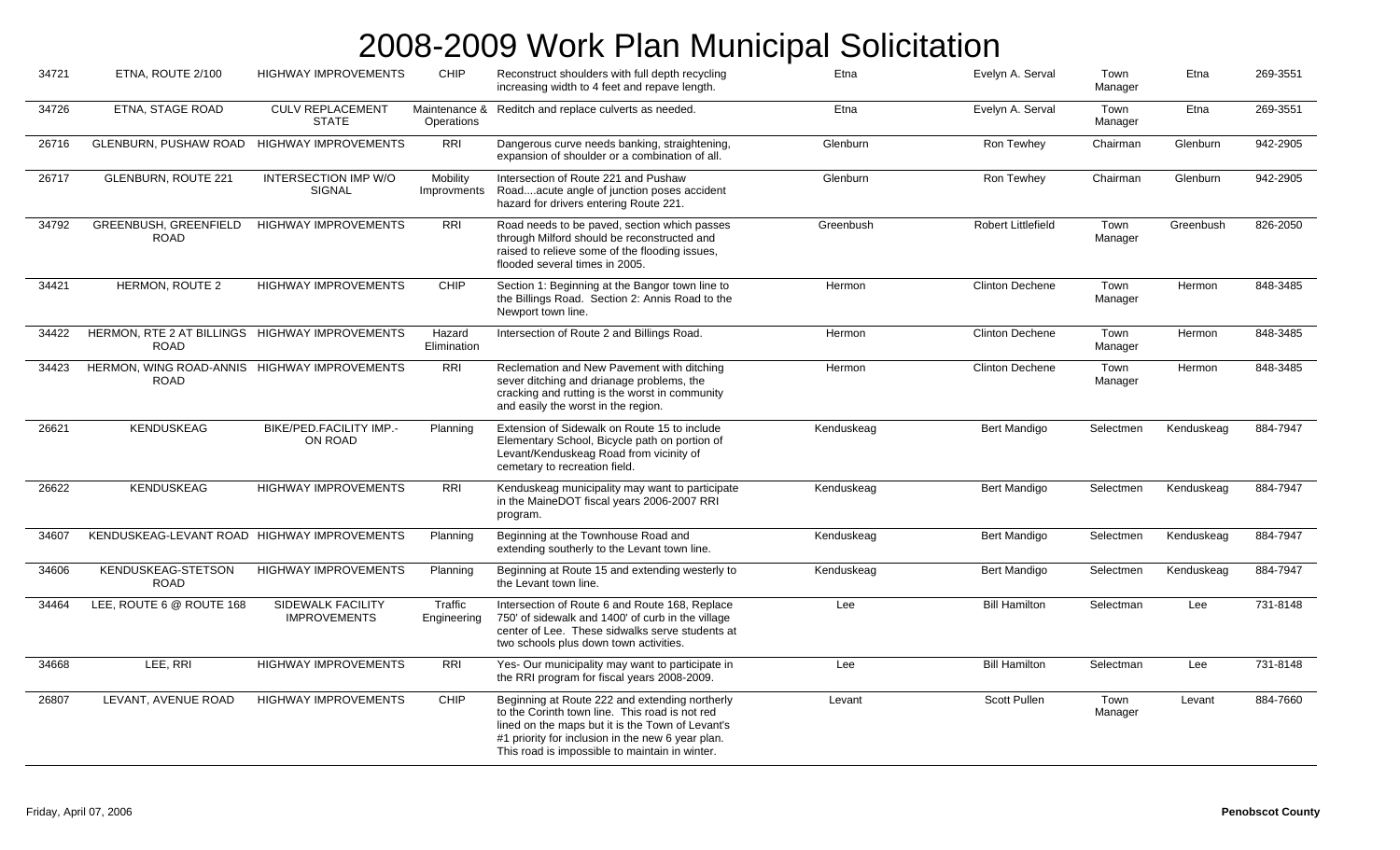# 2008-2009 Work Plan Municipal Solicitation

| | | | | | | | | | |
|---|---|---|---|---|---|---|---|---|---|
| 34721 | ETNA, ROUTE 2/100 | HIGHWAY IMPROVEMENTS | CHIP | Reconstruct shoulders with full depth recycling increasing width to 4 feet and repave length. | Etna | Evelyn A. Serval | Town Manager | Etna | 269-3551 |
| 34726 | ETNA, STAGE ROAD | CULV REPLACEMENT STATE | Maintenance & Operations | Reditch and replace culverts as needed. | Etna | Evelyn A. Serval | Town Manager | Etna | 269-3551 |
| 26716 | GLENBURN, PUSHAW ROAD | HIGHWAY IMPROVEMENTS | RRI | Dangerous curve needs banking, straightening, expansion of shoulder or a combination of all. | Glenburn | Ron Tewhey | Chairman | Glenburn | 942-2905 |
| 26717 | GLENBURN, ROUTE 221 | INTERSECTION IMP W/O SIGNAL | Mobility Improvments | Intersection of Route 221 and Pushaw Road....acute angle of junction poses accident hazard for drivers entering Route 221. | Glenburn | Ron Tewhey | Chairman | Glenburn | 942-2905 |
| 34792 | GREENBUSH, GREENFIELD ROAD | HIGHWAY IMPROVEMENTS | RRI | Road needs to be paved, section which passes through Milford should be reconstructed and raised to relieve some of the flooding issues, flooded several times in 2005. | Greenbush | Robert Littlefield | Town Manager | Greenbush | 826-2050 |
| 34421 | HERMON, ROUTE 2 | HIGHWAY IMPROVEMENTS | CHIP | Section 1: Beginning at the Bangor town line to the Billings Road. Section 2: Annis Road to the Newport town line. | Hermon | Clinton Dechene | Town Manager | Hermon | 848-3485 |
| 34422 | HERMON, RTE 2 AT BILLINGS ROAD | HIGHWAY IMPROVEMENTS | Hazard Elimination | Intersection of Route 2 and Billings Road. | Hermon | Clinton Dechene | Town Manager | Hermon | 848-3485 |
| 34423 | HERMON, WING ROAD-ANNIS ROAD | HIGHWAY IMPROVEMENTS | RRI | Reclemation and New Pavement with ditching sever ditching and drianage problems, the cracking and rutting is the worst in community and easily the worst in the region. | Hermon | Clinton Dechene | Town Manager | Hermon | 848-3485 |
| 26621 | KENDUSKEAG | BIKE/PED.FACILITY IMP.- ON ROAD | Planning | Extension of Sidewalk on Route 15 to include Elementary School, Bicycle path on portion of Levant/Kenduskeag Road from vicinity of cemetary to recreation field. | Kenduskeag | Bert Mandigo | Selectmen | Kenduskeag | 884-7947 |
| 26622 | KENDUSKEAG | HIGHWAY IMPROVEMENTS | RRI | Kenduskeag municipality may want to participate in the MaineDOT fiscal years 2006-2007 RRI program. | Kenduskeag | Bert Mandigo | Selectmen | Kenduskeag | 884-7947 |
| 34607 | KENDUSKEAG-LEVANT ROAD | HIGHWAY IMPROVEMENTS | Planning | Beginning at the Townhouse Road and extending southerly to the Levant town line. | Kenduskeag | Bert Mandigo | Selectmen | Kenduskeag | 884-7947 |
| 34606 | KENDUSKEAG-STETSON ROAD | HIGHWAY IMPROVEMENTS | Planning | Beginning at Route 15 and extending westerly to the Levant town line. | Kenduskeag | Bert Mandigo | Selectmen | Kenduskeag | 884-7947 |
| 34464 | LEE, ROUTE 6 @ ROUTE 168 | SIDEWALK FACILITY IMPROVEMENTS | Traffic Engineering | Intersection of Route 6 and Route 168, Replace 750' of sidewalk and 1400' of curb in the village center of Lee. These sidwalks serve students at two schools plus down town activities. | Lee | Bill Hamilton | Selectman | Lee | 731-8148 |
| 34668 | LEE, RRI | HIGHWAY IMPROVEMENTS | RRI | Yes- Our municipality may want to participate in the RRI program for fiscal years 2008-2009. | Lee | Bill Hamilton | Selectman | Lee | 731-8148 |
| 26807 | LEVANT, AVENUE ROAD | HIGHWAY IMPROVEMENTS | CHIP | Beginning at Route 222 and extending northerly to the Corinth town line. This road is not red lined on the maps but it is the Town of Levant's #1 priority for inclusion in the new 6 year plan. This road is impossible to maintain in winter. | Levant | Scott Pullen | Town Manager | Levant | 884-7660 |

Friday, April 07, 2006 **Penobscot County**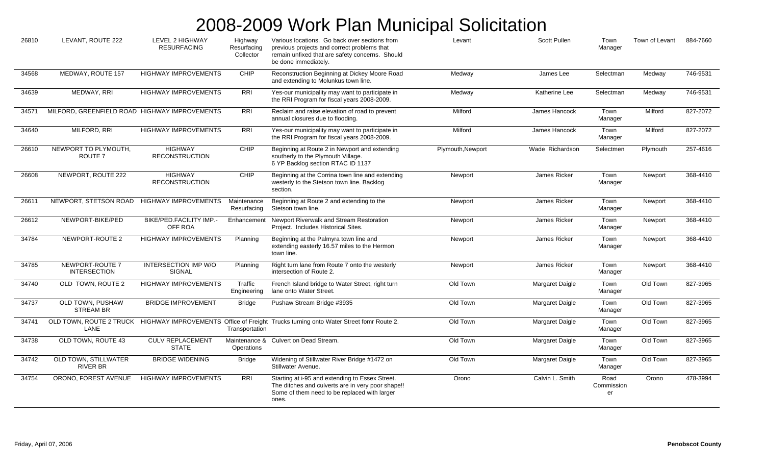# 2008-2009 Work Plan Municipal Solicitation

| | | | | | | | | | |
|---|---|---|---|---|---|---|---|---|---|
| 26810 | LEVANT, ROUTE 222 | LEVEL 2 HIGHWAY RESURFACING | Highway Resurfacing Collector | Various locations. Go back over sections from previous projects and correct problems that remain unfixed that are safety concerns. Should be done immediately. | Levant | Scott Pullen | Town Manager | Town of Levant | 884-7660 |
| 34568 | MEDWAY, ROUTE 157 | HIGHWAY IMPROVEMENTS | CHIP | Reconstruction Beginning at Dickey Moore Road and extending to Molunkus town line. | Medway | James Lee | Selectman | Medway | 746-9531 |
| 34639 | MEDWAY, RRI | HIGHWAY IMPROVEMENTS | RRI | Yes-our municipality may want to participate in the RRI Program for fiscal years 2008-2009. | Medway | Katherine Lee | Selectman | Medway | 746-9531 |
| 34571 | MILFORD, GREENFIELD ROAD | HIGHWAY IMPROVEMENTS | RRI | Reclaim and raise elevation of road to prevent annual closures due to flooding. | Milford | James Hancock | Town Manager | Milford | 827-2072 |
| 34640 | MILFORD, RRI | HIGHWAY IMPROVEMENTS | RRI | Yes-our municipality may want to participate in the RRI Program for fiscal years 2008-2009. | Milford | James Hancock | Town Manager | Milford | 827-2072 |
| 26610 | NEWPORT TO PLYMOUTH, ROUTE 7 | HIGHWAY RECONSTRUCTION | CHIP | Beginning at Route 2 in Newport and extending southerly to the Plymouth Village. 6 YP Backlog section RTAC ID 1137 | Plymouth,Newport | Wade Richardson | Selectmen | Plymouth | 257-4616 |
| 26608 | NEWPORT, ROUTE 222 | HIGHWAY RECONSTRUCTION | CHIP | Beginning at the Corrina town line and extending westerly to the Stetson town line. Backlog section. | Newport | James Ricker | Town Manager | Newport | 368-4410 |
| 26611 | NEWPORT, STETSON ROAD | HIGHWAY IMPROVEMENTS | Maintenance Resurfacing | Beginning at Route 2 and extending to the Stetson town line. | Newport | James Ricker | Town Manager | Newport | 368-4410 |
| 26612 | NEWPORT-BIKE/PED | BIKE/PED.FACILITY IMP.- OFF ROA | Enhancement | Newport Riverwalk and Stream Restoration Project. Includes Historical Sites. | Newport | James Ricker | Town Manager | Newport | 368-4410 |
| 34784 | NEWPORT-ROUTE 2 | HIGHWAY IMPROVEMENTS | Planning | Beginning at the Palmyra town line and extending easterly 16.57 miles to the Hermon town line. | Newport | James Ricker | Town Manager | Newport | 368-4410 |
| 34785 | NEWPORT-ROUTE 7 INTERSECTION | INTERSECTION IMP W/O SIGNAL | Planning | Right turn lane from Route 7 onto the westerly intersection of Route 2. | Newport | James Ricker | Town Manager | Newport | 368-4410 |
| 34740 | OLD TOWN, ROUTE 2 | HIGHWAY IMPROVEMENTS | Traffic Engineering | French Island bridge to Water Street, right turn lane onto Water Street. | Old Town | Margaret Daigle | Town Manager | Old Town | 827-3965 |
| 34737 | OLD TOWN, PUSHAW STREAM BR | BRIDGE IMPROVEMENT | Bridge | Pushaw Stream Bridge #3935 | Old Town | Margaret Daigle | Town Manager | Old Town | 827-3965 |
| 34741 | OLD TOWN, ROUTE 2 TRUCK LANE | HIGHWAY IMPROVEMENTS | Office of Freight Transportation | Trucks turning onto Water Street fomr Route 2. | Old Town | Margaret Daigle | Town Manager | Old Town | 827-3965 |
| 34738 | OLD TOWN, ROUTE 43 | CULV REPLACEMENT STATE | Maintenance & Operations | Culvert on Dead Stream. | Old Town | Margaret Daigle | Town Manager | Old Town | 827-3965 |
| 34742 | OLD TOWN, STILLWATER RIVER BR | BRIDGE WIDENING | Bridge | Widening of Stillwater River Bridge #1472 on Stillwater Avenue. | Old Town | Margaret Daigle | Town Manager | Old Town | 827-3965 |
| 34754 | ORONO, FOREST AVENUE | HIGHWAY IMPROVEMENTS | RRI | Starting at i-95 and extending to Essex Street. The ditches and culverts are in very poor shape!! Some of them need to be replaced with larger ones. | Orono | Calvin L. Smith | Road Commissioner | Orono | 478-3994 |

Friday, April 07, 2006 | **Penobscot County**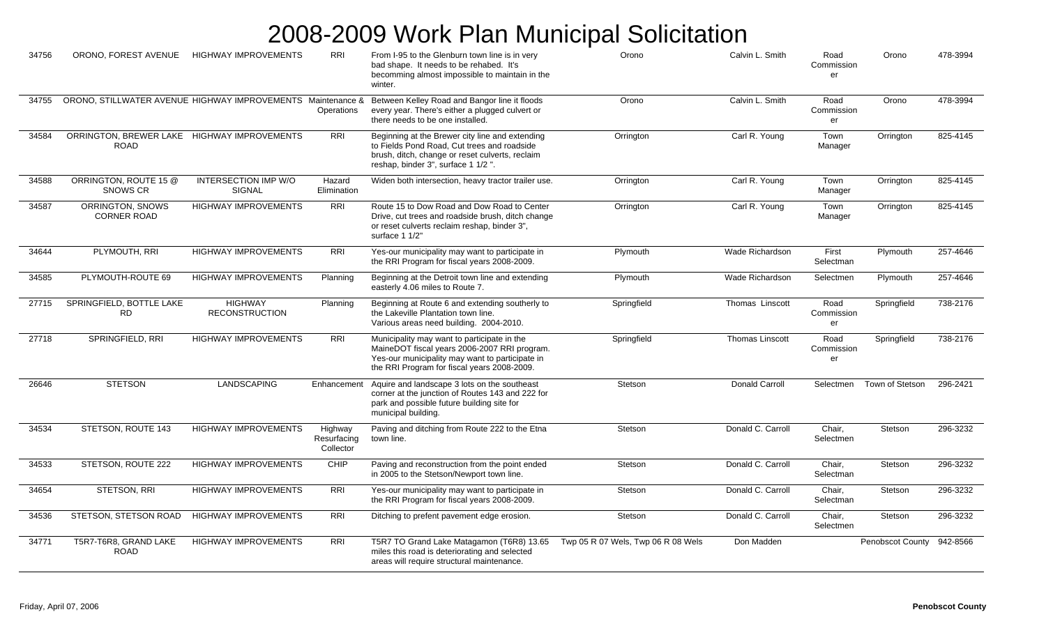# 2008-2009 Work Plan Municipal Solicitation

| | | | | | | | | | |
|---|---|---|---|---|---|---|---|---|---|
| 34756 | ORONO, FOREST AVENUE | HIGHWAY IMPROVEMENTS | RRI | From I-95 to the Glenburn town line is in very bad shape. It needs to be rehabed. It's becomming almost impossible to maintain in the winter. | Orono | Calvin L. Smith | Road Commissioner | Orono | 478-3994 |
| 34755 | ORONO, STILLWATER AVENUE | HIGHWAY IMPROVEMENTS | Maintenance & Operations | Between Kelley Road and Bangor line it floods every year. There's either a plugged culvert or there needs to be one installed. | Orono | Calvin L. Smith | Road Commissioner | Orono | 478-3994 |
| 34584 | ORRINGTON, BREWER LAKE ROAD | HIGHWAY IMPROVEMENTS | RRI | Beginning at the Brewer city line and extending to Fields Pond Road, Cut trees and roadside brush, ditch, change or reset culverts, reclaim reshap, binder 3", surface 1 1/2 ". | Orrington | Carl R. Young | Town Manager | Orrington | 825-4145 |
| 34588 | ORRINGTON, ROUTE 15 @ SNOWS CR | INTERSECTION IMP W/O SIGNAL | Hazard Elimination | Widen both intersection, heavy tractor trailer use. | Orrington | Carl R. Young | Town Manager | Orrington | 825-4145 |
| 34587 | ORRINGTON, SNOWS CORNER ROAD | HIGHWAY IMPROVEMENTS | RRI | Route 15 to Dow Road and Dow Road to Center Drive, cut trees and roadside brush, ditch change or reset culverts reclaim reshap, binder 3", surface 1 1/2" | Orrington | Carl R. Young | Town Manager | Orrington | 825-4145 |
| 34644 | PLYMOUTH, RRI | HIGHWAY IMPROVEMENTS | RRI | Yes-our municipality may want to participate in the RRI Program for fiscal years 2008-2009. | Plymouth | Wade Richardson | First Selectman | Plymouth | 257-4646 |
| 34585 | PLYMOUTH-ROUTE 69 | HIGHWAY IMPROVEMENTS | Planning | Beginning at the Detroit town line and extending easterly 4.06 miles to Route 7. | Plymouth | Wade Richardson | Selectmen | Plymouth | 257-4646 |
| 27715 | SPRINGFIELD, BOTTLE LAKE RD | HIGHWAY RECONSTRUCTION | Planning | Beginning at Route 6 and extending southerly to the Lakeville Plantation town line. Various areas need building. 2004-2010. | Springfield | Thomas Linscott | Road Commissioner | Springfield | 738-2176 |
| 27718 | SPRINGFIELD, RRI | HIGHWAY IMPROVEMENTS | RRI | Municipality may want to participate in the MaineDOT fiscal years 2006-2007 RRI program. Yes-our municipality may want to participate in the RRI Program for fiscal years 2008-2009. | Springfield | Thomas Linscott | Road Commissioner | Springfield | 738-2176 |
| 26646 | STETSON | LANDSCAPING | Enhancement | Aquire and landscape 3 lots on the southeast corner at the junction of Routes 143 and 222 for park and possible future building site for municipal building. | Stetson | Donald Carroll | Selectmen | Town of Stetson | 296-2421 |
| 34534 | STETSON, ROUTE 143 | HIGHWAY IMPROVEMENTS | Highway Resurfacing Collector | Paving and ditching from Route 222 to the Etna town line. | Stetson | Donald C. Carroll | Chair, Selectmen | Stetson | 296-3232 |
| 34533 | STETSON, ROUTE 222 | HIGHWAY IMPROVEMENTS | CHIP | Paving and reconstruction from the point ended in 2005 to the Stetson/Newport town line. | Stetson | Donald C. Carroll | Chair, Selectman | Stetson | 296-3232 |
| 34654 | STETSON, RRI | HIGHWAY IMPROVEMENTS | RRI | Yes-our municipality may want to participate in the RRI Program for fiscal years 2008-2009. | Stetson | Donald C. Carroll | Chair, Selectman | Stetson | 296-3232 |
| 34536 | STETSON, STETSON ROAD | HIGHWAY IMPROVEMENTS | RRI | Ditching to prefent pavement edge erosion. | Stetson | Donald C. Carroll | Chair, Selectmen | Stetson | 296-3232 |
| 34771 | T5R7-T6R8, GRAND LAKE ROAD | HIGHWAY IMPROVEMENTS | RRI | T5R7 TO Grand Lake Matagamon (T6R8) 13.65 miles this road is deteriorating and selected areas will require structural maintenance. | Twp 05 R 07 Wels, Twp 06 R 08 Wels | Don Madden | | Penobscot County | 942-8566 |

Friday, April 07, 2006 **Penobscot County**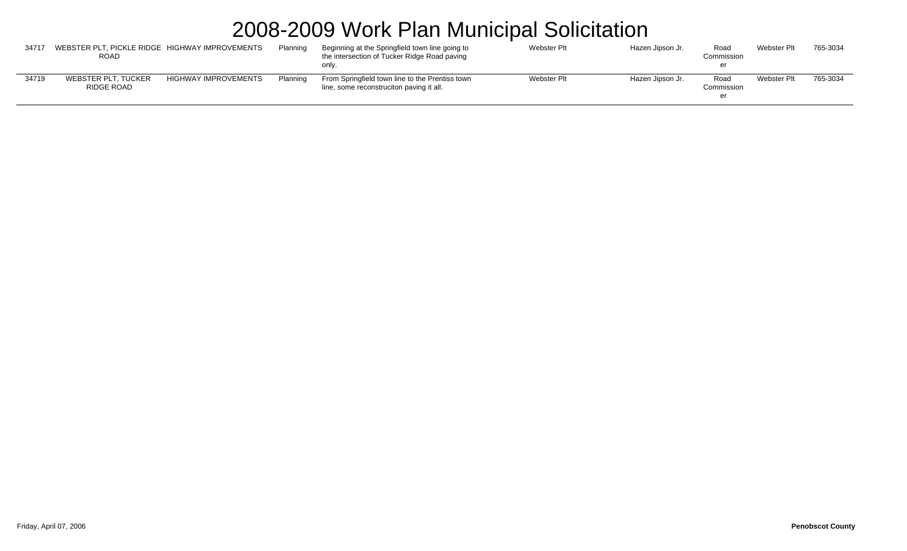# 2008-2009 Work Plan Municipal Solicitation

| | | | | | | | | | |
|---|---|---|---|---|---|---|---|---|---|
| 34717 | WEBSTER PLT, PICKLE RIDGE ROAD | HIGHWAY IMPROVEMENTS | Planning | Beginning at the Springfield town line going to the intersection of Tucker Ridge Road paving only. | Webster Plt | Hazen Jipson Jr. | Road Commissioner | Webster Plt | 765-3034 |
| 34719 | WEBSTER PLT, TUCKER RIDGE ROAD | HIGHWAY IMPROVEMENTS | Planning | From Springfield town line to the Prentiss town line, some reconstruciton paving it all. | Webster Plt | Hazen Jipson Jr. | Road Commissioner | Webster Plt | 765-3034 |

Friday, April 07, 2006

**Penobscot County**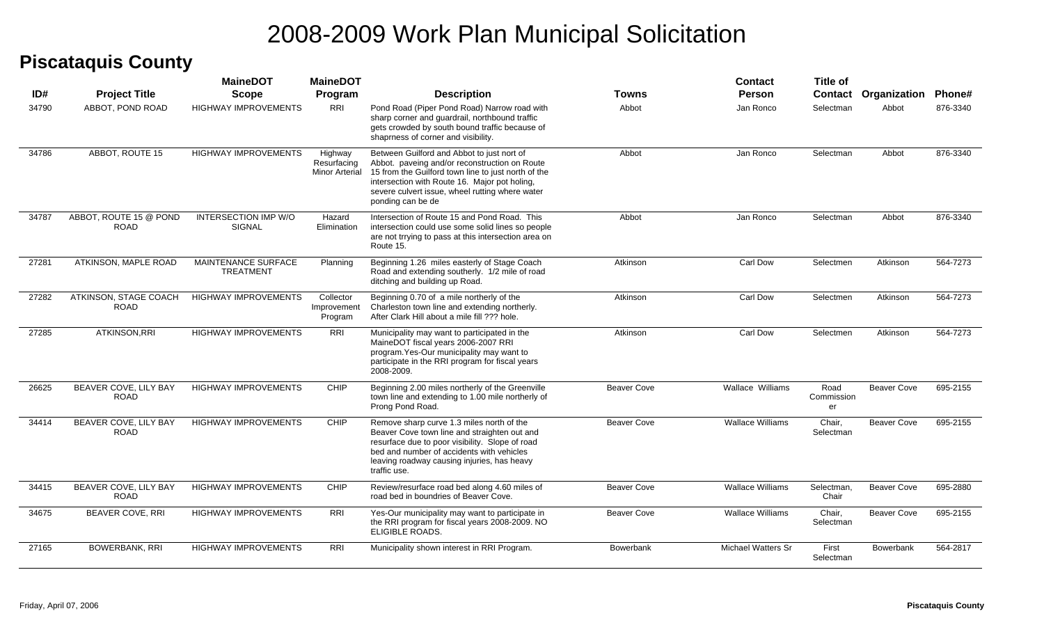# 2008-2009 Work Plan Municipal Solicitation

## Piscataquis County

| ID# | Project Title | MaineDOT Scope | MaineDOT Program | Description | Towns | Contact Person | Title of Contact | Organization | Phone# |
|---|---|---|---|---|---|---|---|---|---|
| 34790 | ABBOT, POND ROAD | HIGHWAY IMPROVEMENTS | RRI | Pond Road (Piper Pond Road) Narrow road with sharp corner and guardrail, northbound traffic gets crowded by south bound traffic because of shaprness of corner and visibility. | Abbot | Jan Ronco | Selectman | Abbot | 876-3340 |
| 34786 | ABBOT, ROUTE 15 | HIGHWAY IMPROVEMENTS | Highway Resurfacing Minor Arterial | Between Guilford and Abbot to just nort of Abbot. paveing and/or reconstruction on Route 15 from the Guilford town line to just north of the intersection with Route 16. Major pot holing, severe culvert issue, wheel rutting where water ponding can be de | Abbot | Jan Ronco | Selectman | Abbot | 876-3340 |
| 34787 | ABBOT, ROUTE 15 @ POND ROAD | INTERSECTION IMP W/O SIGNAL | Hazard Elimination | Intersection of Route 15 and Pond Road. This intersection could use some solid lines so people are not trrying to pass at this intersection area on Route 15. | Abbot | Jan Ronco | Selectman | Abbot | 876-3340 |
| 27281 | ATKINSON, MAPLE ROAD | MAINTENANCE SURFACE TREATMENT | Planning | Beginning 1.26 miles easterly of Stage Coach Road and extending southerly. 1/2 mile of road ditching and building up Road. | Atkinson | Carl Dow | Selectmen | Atkinson | 564-7273 |
| 27282 | ATKINSON, STAGE COACH ROAD | HIGHWAY IMPROVEMENTS | Collector Improvement Program | Beginning 0.70 of a mile northerly of the Charleston town line and extending northerly. After Clark Hill about a mile fill ??? hole. | Atkinson | Carl Dow | Selectmen | Atkinson | 564-7273 |
| 27285 | ATKINSON,RRI | HIGHWAY IMPROVEMENTS | RRI | Municipality may want to participated in the MaineDOT fiscal years 2006-2007 RRI program.Yes-Our municipality may want to participate in the RRI program for fiscal years 2008-2009. | Atkinson | Carl Dow | Selectmen | Atkinson | 564-7273 |
| 26625 | BEAVER COVE, LILY BAY ROAD | HIGHWAY IMPROVEMENTS | CHIP | Beginning 2.00 miles northerly of the Greenville town line and extending to 1.00 mile northerly of Prong Pond Road. | Beaver Cove | Wallace Williams | Road Commissioner | Beaver Cove | 695-2155 |
| 34414 | BEAVER COVE, LILY BAY ROAD | HIGHWAY IMPROVEMENTS | CHIP | Remove sharp curve 1.3 miles north of the Beaver Cove town line and straighten out and resurface due to poor visibility. Slope of road bed and number of accidents with vehicles leaving roadway causing injuries, has heavy traffic use. | Beaver Cove | Wallace Williams | Chair, Selectman | Beaver Cove | 695-2155 |
| 34415 | BEAVER COVE, LILY BAY ROAD | HIGHWAY IMPROVEMENTS | CHIP | Review/resurface road bed along 4.60 miles of road bed in boundries of Beaver Cove. | Beaver Cove | Wallace Williams | Selectman, Chair | Beaver Cove | 695-2880 |
| 34675 | BEAVER COVE, RRI | HIGHWAY IMPROVEMENTS | RRI | Yes-Our municipality may want to participate in the RRI program for fiscal years 2008-2009. NO ELIGIBLE ROADS. | Beaver Cove | Wallace Williams | Chair, Selectman | Beaver Cove | 695-2155 |
| 27165 | BOWERBANK, RRI | HIGHWAY IMPROVEMENTS | RRI | Municipality shown interest in RRI Program. | Bowerbank | Michael Watters Sr | First Selectman | Bowerbank | 564-2817 |

Friday, April 07, 2006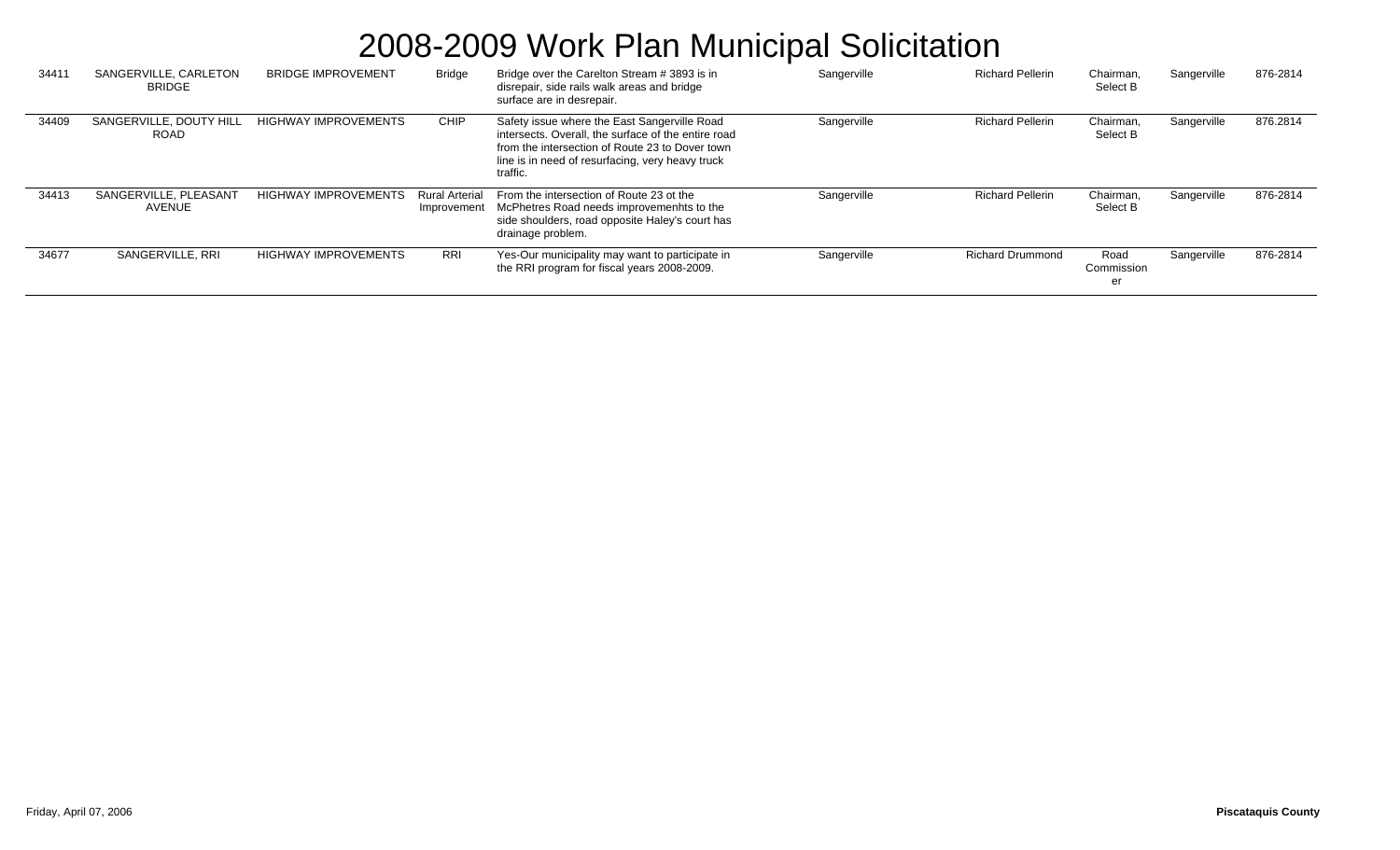# 2008-2009 Work Plan Municipal Solicitation

| | | | | | | | | | |
|---|---|---|---|---|---|---|---|---|---|
| 34411 | SANGERVILLE, CARLETON BRIDGE | BRIDGE IMPROVEMENT | Bridge | Bridge over the Carelton Stream # 3893 is in disrepair, side rails walk areas and bridge surface are in desrepair. | Sangerville | Richard Pellerin | Chairman, Select B | Sangerville | 876-2814 |
| 34409 | SANGERVILLE, DOUTY HILL ROAD | HIGHWAY IMPROVEMENTS | CHIP | Safety issue where the East Sangerville Road intersects. Overall, the surface of the entire road from the intersection of Route 23 to Dover town line is in need of resurfacing, very heavy truck traffic. | Sangerville | Richard Pellerin | Chairman, Select B | Sangerville | 876.2814 |
| 34413 | SANGERVILLE, PLEASANT AVENUE | HIGHWAY IMPROVEMENTS | Rural Arterial Improvement | From the intersection of Route 23 ot the McPhetres Road needs improvemenhts to the side shoulders, road opposite Haley's court has drainage problem. | Sangerville | Richard Pellerin | Chairman, Select B | Sangerville | 876-2814 |
| 34677 | SANGERVILLE, RRI | HIGHWAY IMPROVEMENTS | RRI | Yes-Our municipality may want to participate in the RRI program for fiscal years 2008-2009. | Sangerville | Richard Drummond | Road Commissioner | Sangerville | 876-2814 |

Friday, April 07, 2006

**Piscataquis County**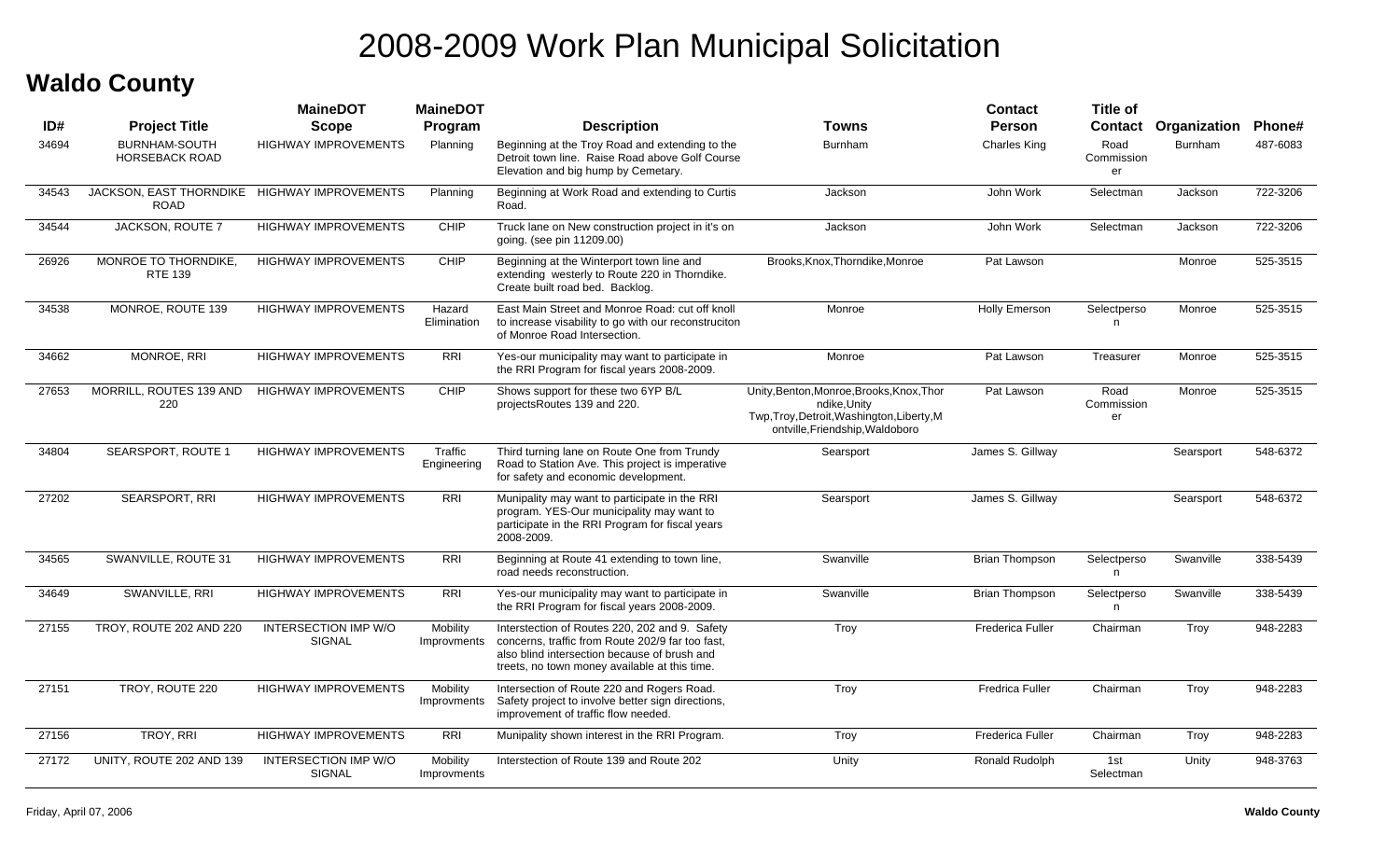# 2008-2009 Work Plan Municipal Solicitation

## Waldo County

| ID# | Project Title | MaineDOT Scope | MaineDOT Program | Description | Towns | Contact Person | Title of Contact | Organization | Phone# |
|---|---|---|---|---|---|---|---|---|---|
| 34694 | BURNHAM-SOUTH HORSEBACK ROAD | HIGHWAY IMPROVEMENTS | Planning | Beginning at the Troy Road and extending to the Detroit town line. Raise Road above Golf Course Elevation and big hump by Cemetary. | Burnham | Charles King | Road Commissioner | Burnham | 487-6083 |
| 34543 | JACKSON, EAST THORNDIKE ROAD | HIGHWAY IMPROVEMENTS | Planning | Beginning at Work Road and extending to Curtis Road. | Jackson | John Work | Selectman | Jackson | 722-3206 |
| 34544 | JACKSON, ROUTE 7 | HIGHWAY IMPROVEMENTS | CHIP | Truck lane on New construction project in it's on going. (see pin 11209.00) | Jackson | John Work | Selectman | Jackson | 722-3206 |
| 26926 | MONROE TO THORNDIKE, RTE 139 | HIGHWAY IMPROVEMENTS | CHIP | Beginning at the Winterport town line and extending westerly to Route 220 in Thorndike. Create built road bed. Backlog. | Brooks,Knox,Thorndike,Monroe | Pat Lawson | | Monroe | 525-3515 |
| 34538 | MONROE, ROUTE 139 | HIGHWAY IMPROVEMENTS | Hazard Elimination | East Main Street and Monroe Road: cut off knoll to increase visability to go with our reconstruciton of Monroe Road Intersection. | Monroe | Holly Emerson | Selectperson | Monroe | 525-3515 |
| 34662 | MONROE, RRI | HIGHWAY IMPROVEMENTS | RRI | Yes-our municipality may want to participate in the RRI Program for fiscal years 2008-2009. | Monroe | Pat Lawson | Treasurer | Monroe | 525-3515 |
| 27653 | MORRILL, ROUTES 139 AND 220 | HIGHWAY IMPROVEMENTS | CHIP | Shows support for these two 6YP B/L projectsRoutes 139 and 220. | Unity,Benton,Monroe,Brooks,Knox,Thorndike,Unity Twp,Troy,Detroit,Washington,Liberty,Montville,Friendship,Waldoboro | Pat Lawson | Road Commissioner | Monroe | 525-3515 |
| 34804 | SEARSPORT, ROUTE 1 | HIGHWAY IMPROVEMENTS | Traffic Engineering | Third turning lane on Route One from Trundy Road to Station Ave. This project is imperative for safety and economic development. | Searsport | James S. Gillway | | Searsport | 548-6372 |
| 27202 | SEARSPORT, RRI | HIGHWAY IMPROVEMENTS | RRI | Munipality may want to participate in the RRI program. YES-Our municipality may want to participate in the RRI Program for fiscal years 2008-2009. | Searsport | James S. Gillway | | Searsport | 548-6372 |
| 34565 | SWANVILLE, ROUTE 31 | HIGHWAY IMPROVEMENTS | RRI | Beginning at Route 41 extending to town line, road needs reconstruction. | Swanville | Brian Thompson | Selectperson | Swanville | 338-5439 |
| 34649 | SWANVILLE, RRI | HIGHWAY IMPROVEMENTS | RRI | Yes-our municipality may want to participate in the RRI Program for fiscal years 2008-2009. | Swanville | Brian Thompson | Selectperson | Swanville | 338-5439 |
| 27155 | TROY, ROUTE 202 AND 220 | INTERSECTION IMP W/O SIGNAL | Mobility Improvments | Interstection of Routes 220, 202 and 9. Safety concerns, traffic from Route 202/9 far too fast, also blind intersection because of brush and treets, no town money available at this time. | Troy | Frederica Fuller | Chairman | Troy | 948-2283 |
| 27151 | TROY, ROUTE 220 | HIGHWAY IMPROVEMENTS | Mobility Improvments | Intersection of Route 220 and Rogers Road. Safety project to involve better sign directions, improvement of traffic flow needed. | Troy | Fredrica Fuller | Chairman | Troy | 948-2283 |
| 27156 | TROY, RRI | HIGHWAY IMPROVEMENTS | RRI | Munipality shown interest in the RRI Program. | Troy | Frederica Fuller | Chairman | Troy | 948-2283 |
| 27172 | UNITY, ROUTE 202 AND 139 | INTERSECTION IMP W/O SIGNAL | Mobility Improvments | Interstection of Route 139 and Route 202 | Unity | Ronald Rudolph | 1st Selectman | Unity | 948-3763 |

Friday, April 07, 2006 | Waldo County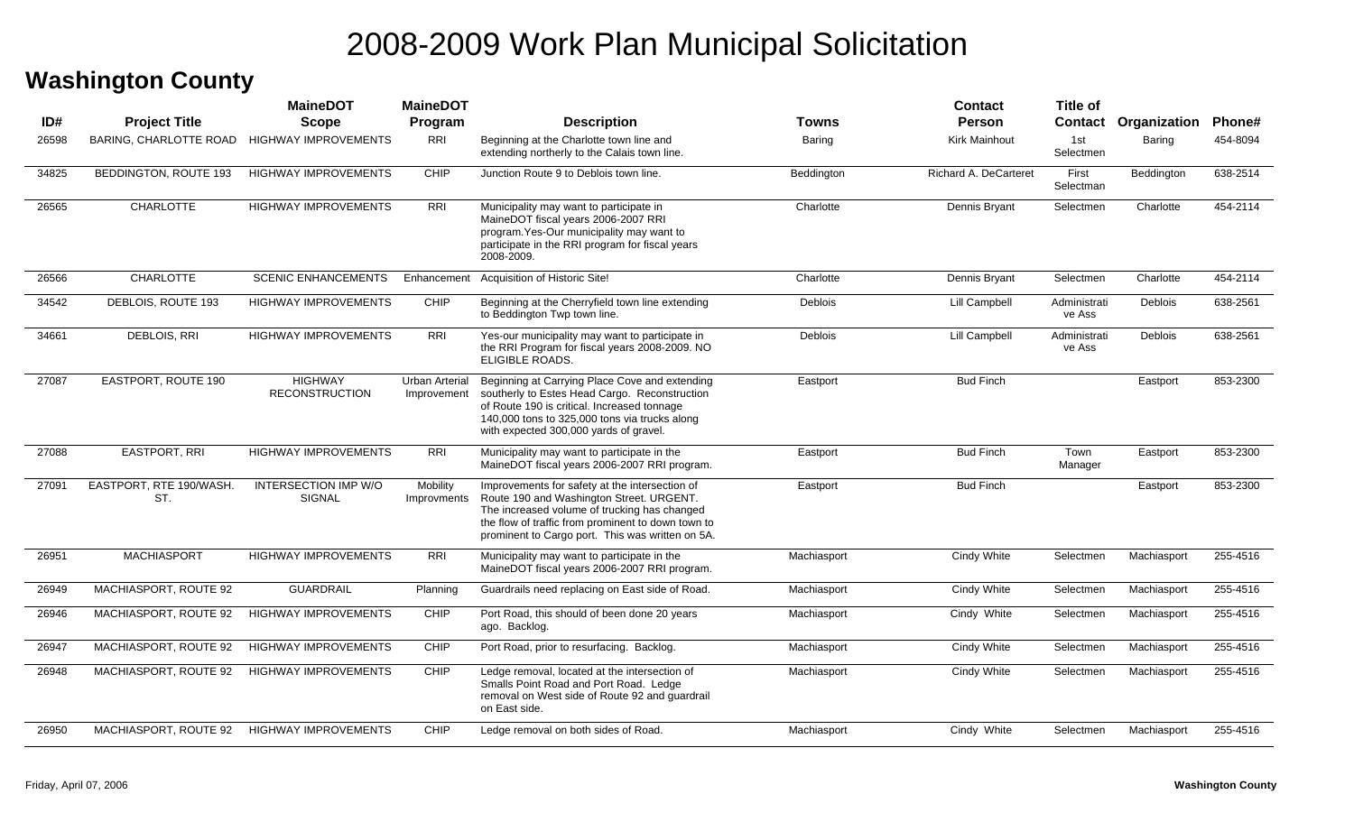# 2008-2009 Work Plan Municipal Solicitation

## Washington County

| ID# | Project Title | MaineDOT Scope | MaineDOT Program | Description | Towns | Contact Person | Title of Contact | Organization | Phone# |
|---|---|---|---|---|---|---|---|---|---|
| 26598 | BARING, CHARLOTTE ROAD | HIGHWAY IMPROVEMENTS | RRI | Beginning at the Charlotte town line and extending northerly to the Calais town line. | Baring | Kirk Mainhout | 1st Selectmen | Baring | 454-8094 |
| 34825 | BEDDINGTON, ROUTE 193 | HIGHWAY IMPROVEMENTS | CHIP | Junction Route 9 to Deblois town line. | Beddington | Richard A. DeCarteret | First Selectman | Beddington | 638-2514 |
| 26565 | CHARLOTTE | HIGHWAY IMPROVEMENTS | RRI | Municipality may want to participate in MaineDOT fiscal years 2006-2007 RRI program.Yes-Our municipality may want to participate in the RRI program for fiscal years 2008-2009. | Charlotte | Dennis Bryant | Selectmen | Charlotte | 454-2114 |
| 26566 | CHARLOTTE | SCENIC ENHANCEMENTS | Enhancement | Acquisition of Historic Site! | Charlotte | Dennis Bryant | Selectmen | Charlotte | 454-2114 |
| 34542 | DEBLOIS, ROUTE 193 | HIGHWAY IMPROVEMENTS | CHIP | Beginning at the Cherryfield town line extending to Beddington Twp town line. | Deblois | Lill Campbell | Administrative Ass | Deblois | 638-2561 |
| 34661 | DEBLOIS, RRI | HIGHWAY IMPROVEMENTS | RRI | Yes-our municipality may want to participate in the RRI Program for fiscal years 2008-2009. NO ELIGIBLE ROADS. | Deblois | Lill Campbell | Administrative Ass | Deblois | 638-2561 |
| 27087 | EASTPORT, ROUTE 190 | HIGHWAY RECONSTRUCTION | Urban Arterial Improvement | Beginning at Carrying Place Cove and extending southerly to Estes Head Cargo. Reconstruction of Route 190 is critical. Increased tonnage 140,000 tons to 325,000 tons via trucks along with expected 300,000 yards of gravel. | Eastport | Bud Finch | | Eastport | 853-2300 |
| 27088 | EASTPORT, RRI | HIGHWAY IMPROVEMENTS | RRI | Municipality may want to participate in the MaineDOT fiscal years 2006-2007 RRI program. | Eastport | Bud Finch | Town Manager | Eastport | 853-2300 |
| 27091 | EASTPORT, RTE 190/WASH. ST. | INTERSECTION IMP W/O SIGNAL | Mobility Improvments | Improvements for safety at the intersection of Route 190 and Washington Street. URGENT. The increased volume of trucking has changed the flow of traffic from prominent to down town to prominent to Cargo port. This was written on 5A. | Eastport | Bud Finch | | Eastport | 853-2300 |
| 26951 | MACHIASPORT | HIGHWAY IMPROVEMENTS | RRI | Municipality may want to participate in the MaineDOT fiscal years 2006-2007 RRI program. | Machiasport | Cindy White | Selectmen | Machiasport | 255-4516 |
| 26949 | MACHIASPORT, ROUTE 92 | GUARDRAIL | Planning | Guardrails need replacing on East side of Road. | Machiasport | Cindy White | Selectmen | Machiasport | 255-4516 |
| 26946 | MACHIASPORT, ROUTE 92 | HIGHWAY IMPROVEMENTS | CHIP | Port Road, this should of been done 20 years ago. Backlog. | Machiasport | Cindy White | Selectmen | Machiasport | 255-4516 |
| 26947 | MACHIASPORT, ROUTE 92 | HIGHWAY IMPROVEMENTS | CHIP | Port Road, prior to resurfacing. Backlog. | Machiasport | Cindy White | Selectmen | Machiasport | 255-4516 |
| 26948 | MACHIASPORT, ROUTE 92 | HIGHWAY IMPROVEMENTS | CHIP | Ledge removal, located at the intersection of Smalls Point Road and Port Road. Ledge removal on West side of Route 92 and guardrail on East side. | Machiasport | Cindy White | Selectmen | Machiasport | 255-4516 |
| 26950 | MACHIASPORT, ROUTE 92 | HIGHWAY IMPROVEMENTS | CHIP | Ledge removal on both sides of Road. | Machiasport | Cindy White | Selectmen | Machiasport | 255-4516 |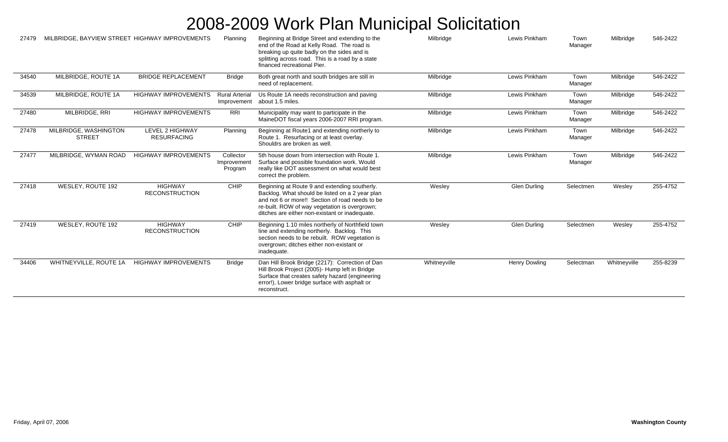# 2008-2009 Work Plan Municipal Solicitation

| | | | | | | | | | |
|---|---|---|---|---|---|---|---|---|---|
| 27479 | MILBRIDGE, BAYVIEW STREET | HIGHWAY IMPROVEMENTS | Planning | Beginning at Bridge Street and extending to the end of the Road at Kelly Road. The road is breaking up quite badly on the sides and is splitting across road. This is a road by a state financed recreational Pier. | Milbridge | Lewis Pinkham | Town Manager | Milbridge | 546-2422 |
| 34540 | MILBRIDGE, ROUTE 1A | BRIDGE REPLACEMENT | Bridge | Both great north and south bridges are still in need of replacement. | Milbridge | Lewis Pinkham | Town Manager | Milbridge | 546-2422 |
| 34539 | MILBRIDGE, ROUTE 1A | HIGHWAY IMPROVEMENTS | Rural Arterial Improvement | Us Route 1A needs reconstruction and paving about 1.5 miles. | Milbridge | Lewis Pinkham | Town Manager | Milbridge | 546-2422 |
| 27480 | MILBRIDGE, RRI | HIGHWAY IMPROVEMENTS | RRI | Municipality may want to participate in the MaineDOT fiscal years 2006-2007 RRI program. | Milbridge | Lewis Pinkham | Town Manager | Milbridge | 546-2422 |
| 27478 | MILBRIDGE, WASHINGTON STREET | LEVEL 2 HIGHWAY RESURFACING | Planning | Beginning at Route1 and extending northerly to Route 1. Resurfacing or at least overlay. Shouldrs are broken as well. | Milbridge | Lewis Pinkham | Town Manager | Milbridge | 546-2422 |
| 27477 | MILBRIDGE, WYMAN ROAD | HIGHWAY IMPROVEMENTS | Collector Improvement Program | 5th house down from intersection with Route 1. Surface and possible foundation work. Would really like DOT assessment on what would best correct the problem. | Milbridge | Lewis Pinkham | Town Manager | Milbridge | 546-2422 |
| 27418 | WESLEY, ROUTE 192 | HIGHWAY RECONSTRUCTION | CHIP | Beginning at Route 9 and extending southerly. Backlog. What should be listed on a 2 year plan and not 6 or more!! Section of road needs to be re-built. ROW of way vegetation is overgrown; ditches are either non-existant or inadequate. | Wesley | Glen Durling | Selectmen | Wesley | 255-4752 |
| 27419 | WESLEY, ROUTE 192 | HIGHWAY RECONSTRUCTION | CHIP | Beginning 1.10 miles northerly of Northfield town line and extending northerly. Backlog. This section needs to be rebuilt. ROW vegetation is overgrown; ditches either non-existant or inadequate. | Wesley | Glen Durling | Selectmen | Wesley | 255-4752 |
| 34406 | WHITNEYVILLE, ROUTE 1A | HIGHWAY IMPROVEMENTS | Bridge | Dan Hill Brook Bridge (2217): Correction of Dan Hill Brook Project (2005)- Hump left in Bridge Surface that creates safety hazard (engineering error!), Lower bridge surface with asphalt or reconstruct. | Whitneyville | Henry Dowling | Selectman | Whitneyville | 255-8239 |

Friday, April 07, 2006

**Washington County**